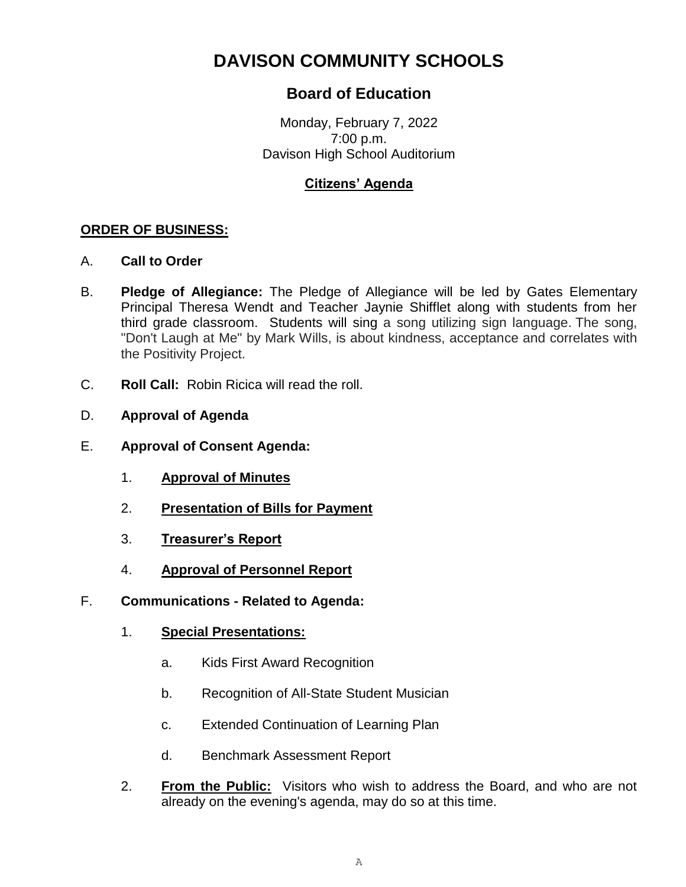# DAVISON COMMUNITY SCHOOLS

## Board of Education

Monday, February 7, 2022
7:00 p.m.
Davison High School Auditorium

**Citizens' Agenda**

**ORDER OF BUSINESS:**

A. **Call to Order**

B. **Pledge of Allegiance:** The Pledge of Allegiance will be led by Gates Elementary Principal Theresa Wendt and Teacher Jaynie Shifflet along with students from her third grade classroom. Students will sing a song utilizing sign language. The song, "Don't Laugh at Me" by Mark Wills, is about kindness, acceptance and correlates with the Positivity Project.

C. **Roll Call:** Robin Ricica will read the roll.

D. **Approval of Agenda**

E. **Approval of Consent Agenda:**

   1. **Approval of Minutes**

   2. **Presentation of Bills for Payment**

   3. **Treasurer's Report**

   4. **Approval of Personnel Report**

F. **Communications - Related to Agenda:**

   1. **Special Presentations:**

      a. Kids First Award Recognition

      b. Recognition of All-State Student Musician

      c. Extended Continuation of Learning Plan

      d. Benchmark Assessment Report

   2. **From the Public:** Visitors who wish to address the Board, and who are not already on the evening's agenda, may do so at this time.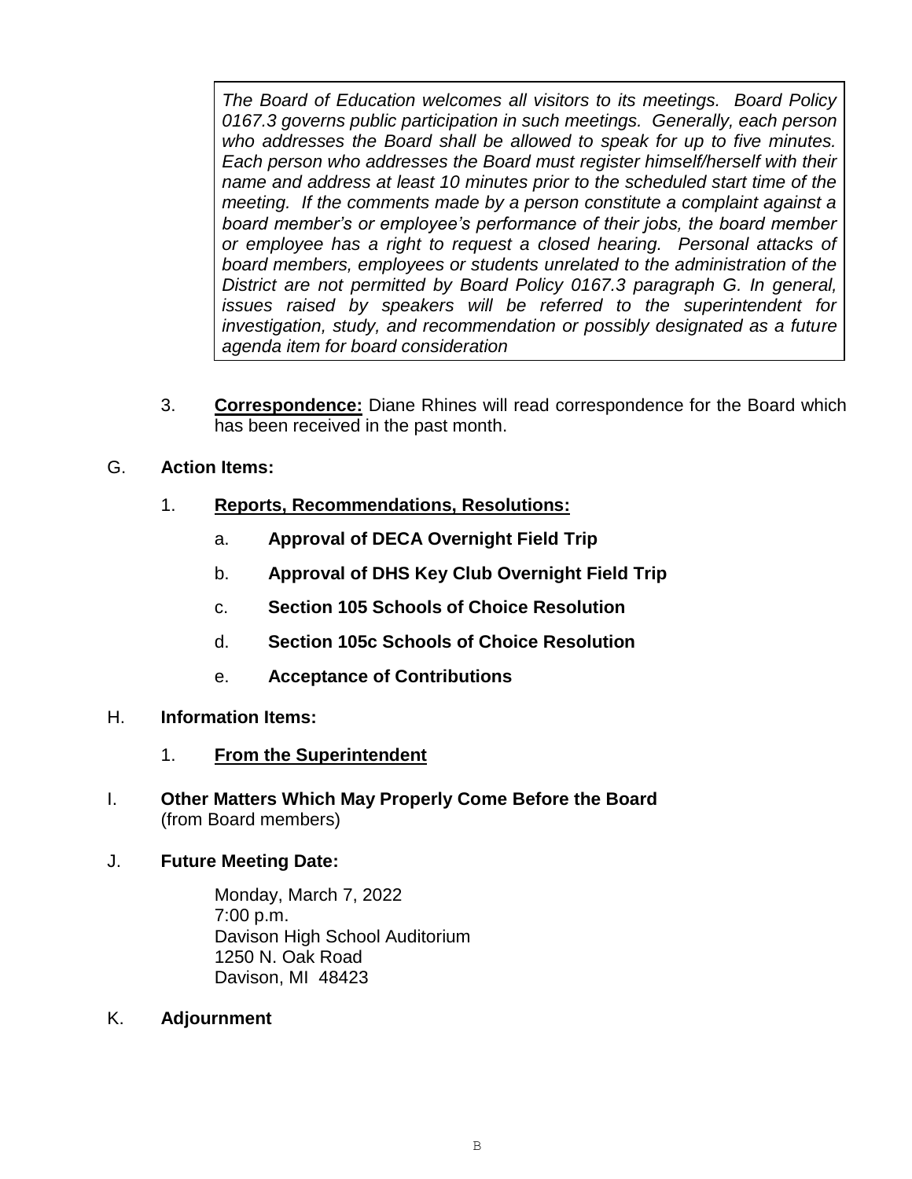*The Board of Education welcomes all visitors to its meetings. Board Policy 0167.3 governs public participation in such meetings. Generally, each person who addresses the Board shall be allowed to speak for up to five minutes. Each person who addresses the Board must register himself/herself with their name and address at least 10 minutes prior to the scheduled start time of the meeting. If the comments made by a person constitute a complaint against a board member's or employee's performance of their jobs, the board member or employee has a right to request a closed hearing. Personal attacks of board members, employees or students unrelated to the administration of the District are not permitted by Board Policy 0167.3 paragraph G. In general, issues raised by speakers will be referred to the superintendent for investigation, study, and recommendation or possibly designated as a future agenda item for board consideration*

3. **Correspondence:** Diane Rhines will read correspondence for the Board which has been received in the past month.

G. **Action Items:**

1. **Reports, Recommendations, Resolutions:**

   a. **Approval of DECA Overnight Field Trip**

   b. **Approval of DHS Key Club Overnight Field Trip**

   c. **Section 105 Schools of Choice Resolution**

   d. **Section 105c Schools of Choice Resolution**

   e. **Acceptance of Contributions**

H. **Information Items:**

1. **From the Superintendent**

I. **Other Matters Which May Properly Come Before the Board**
(from Board members)

J. **Future Meeting Date:**

Monday, March 7, 2022
7:00 p.m.
Davison High School Auditorium
1250 N. Oak Road
Davison, MI 48423

K. **Adjournment**

B